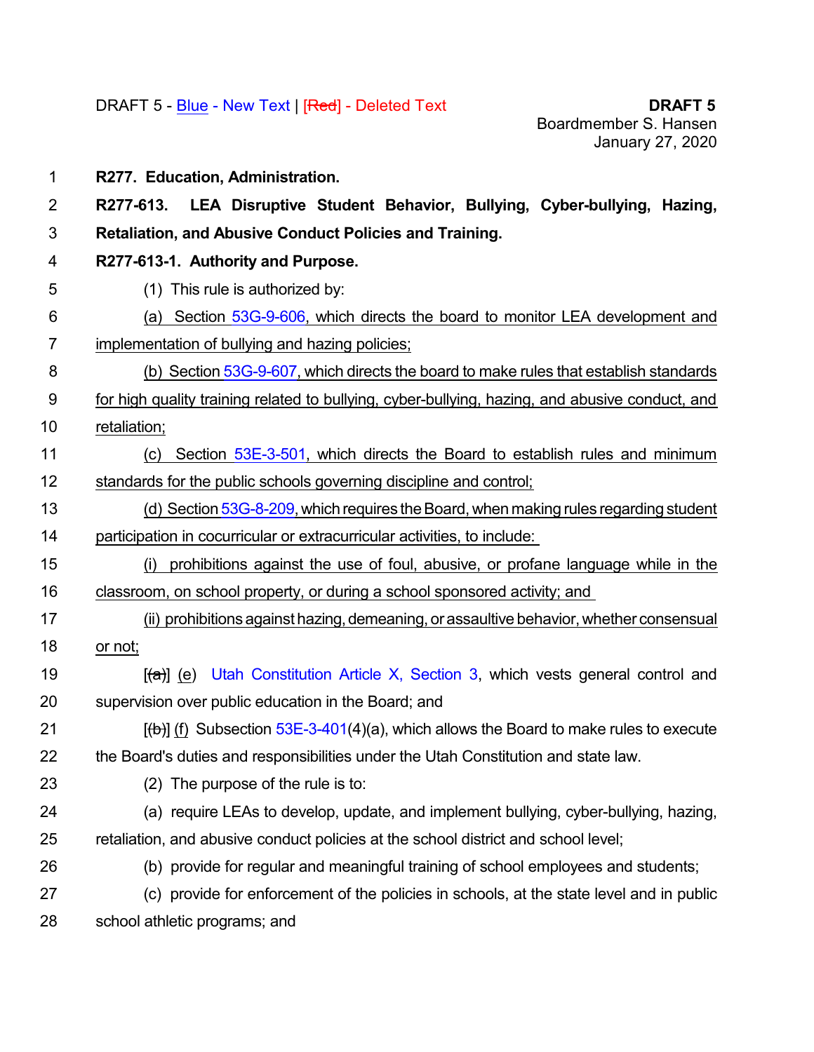DRAFT 5 - Blue - New Text | [Red] - Deleted Text

**DRAFT 5**
Boardmember S. Hansen
January 27, 2020

**R277. Education, Administration.**

**R277-613. LEA Disruptive Student Behavior, Bullying, Cyber-bullying, Hazing, Retaliation, and Abusive Conduct Policies and Training.**

**R277-613-1. Authority and Purpose.**

(1) This rule is authorized by:

(a) Section 53G-9-606, which directs the board to monitor LEA development and implementation of bullying and hazing policies;

(b) Section 53G-9-607, which directs the board to make rules that establish standards for high quality training related to bullying, cyber-bullying, hazing, and abusive conduct, and retaliation;

(c) Section 53E-3-501, which directs the Board to establish rules and minimum standards for the public schools governing discipline and control;

(d) Section 53G-8-209, which requires the Board, when making rules regarding student participation in cocurricular or extracurricular activities, to include:

(i) prohibitions against the use of foul, abusive, or profane language while in the classroom, on school property, or during a school sponsored activity; and

(ii) prohibitions against hazing, demeaning, or assaultive behavior, whether consensual or not;

[~~(a)~~] (e) Utah Constitution Article X, Section 3, which vests general control and supervision over public education in the Board; and

[~~(b)~~] (f) Subsection 53E-3-401(4)(a), which allows the Board to make rules to execute the Board's duties and responsibilities under the Utah Constitution and state law.

(2) The purpose of the rule is to:

(a) require LEAs to develop, update, and implement bullying, cyber-bullying, hazing, retaliation, and abusive conduct policies at the school district and school level;

(b) provide for regular and meaningful training of school employees and students;

(c) provide for enforcement of the policies in schools, at the state level and in public school athletic programs; and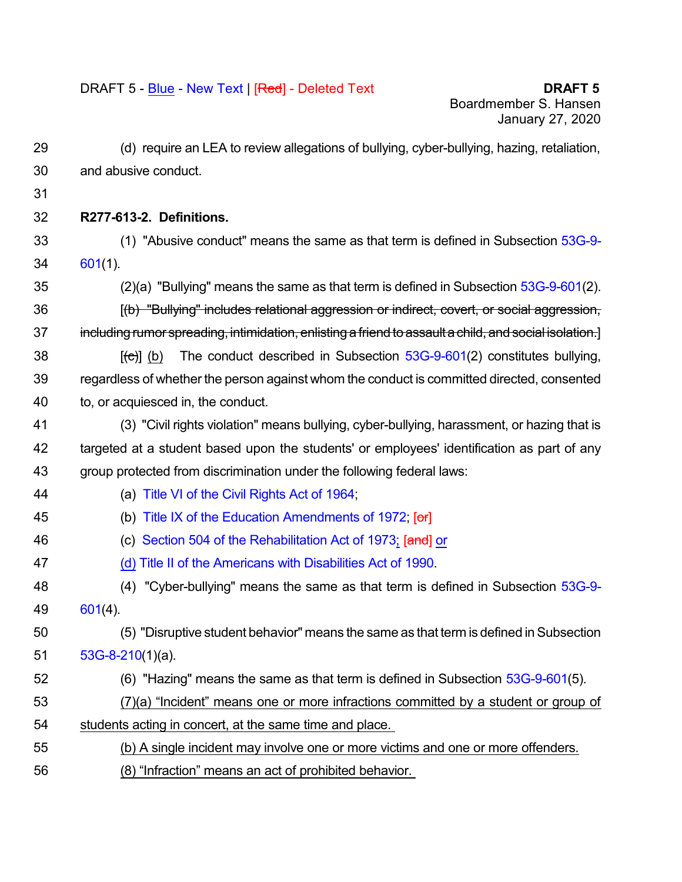(d) require an LEA to review allegations of bullying, cyber-bullying, hazing, retaliation, and abusive conduct.

**R277-613-2. Definitions.**

(1) "Abusive conduct" means the same as that term is defined in Subsection 53G-9-601(1).

(2)(a) "Bullying" means the same as that term is defined in Subsection 53G-9-601(2).

[~~(b) "Bullying" includes relational aggression or indirect, covert, or social aggression, including rumor spreading, intimidation, enlisting a friend to assault a child, and social isolation.~~]

[~~(c)~~] <u>(b)</u> The conduct described in Subsection 53G-9-601(2) constitutes bullying, regardless of whether the person against whom the conduct is committed directed, consented to, or acquiesced in, the conduct.

(3) "Civil rights violation" means bullying, cyber-bullying, harassment, or hazing that is targeted at a student based upon the students' or employees' identification as part of any group protected from discrimination under the following federal laws:

(a) Title VI of the Civil Rights Act of 1964;

(b) Title IX of the Education Amendments of 1972; [~~or~~]

(c) Section 504 of the Rehabilitation Act of 1973<u>;</u> [~~and~~] <u>or</u>

<u>(d)</u> Title II of the Americans with Disabilities Act of 1990.

(4) "Cyber-bullying" means the same as that term is defined in Subsection 53G-9-601(4).

(5) "Disruptive student behavior" means the same as that term is defined in Subsection 53G-8-210(1)(a).

(6) "Hazing" means the same as that term is defined in Subsection 53G-9-601(5).

<u>(7)(a) "Incident" means one or more infractions committed by a student or group of students acting in concert, at the same time and place.</u>

<u>(b) A single incident may involve one or more victims and one or more offenders.</u>

<u>(8) "Infraction" means an act of prohibited behavior.</u>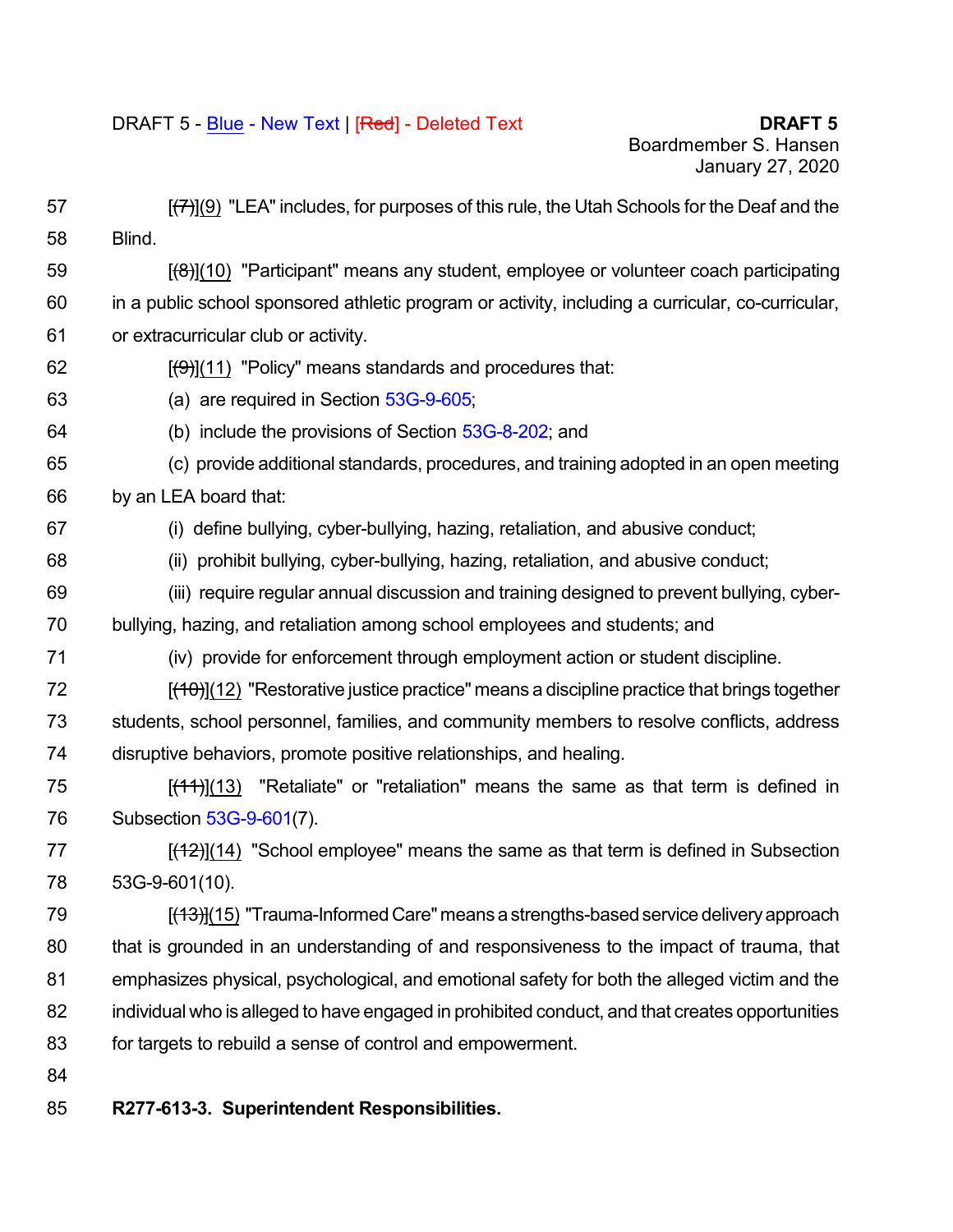[(7)](9) "LEA" includes, for purposes of this rule, the Utah Schools for the Deaf and the Blind.

[(8)](10) "Participant" means any student, employee or volunteer coach participating in a public school sponsored athletic program or activity, including a curricular, co-curricular, or extracurricular club or activity.

[(9)](11) "Policy" means standards and procedures that:

(a) are required in Section 53G-9-605;

(b) include the provisions of Section 53G-8-202; and

(c) provide additional standards, procedures, and training adopted in an open meeting by an LEA board that:

(i) define bullying, cyber-bullying, hazing, retaliation, and abusive conduct;

(ii) prohibit bullying, cyber-bullying, hazing, retaliation, and abusive conduct;

(iii) require regular annual discussion and training designed to prevent bullying, cyber-bullying, hazing, and retaliation among school employees and students; and

(iv) provide for enforcement through employment action or student discipline.

[(10)](12) "Restorative justice practice" means a discipline practice that brings together students, school personnel, families, and community members to resolve conflicts, address disruptive behaviors, promote positive relationships, and healing.

[(11)](13) "Retaliate" or "retaliation" means the same as that term is defined in Subsection 53G-9-601(7).

[(12)](14) "School employee" means the same as that term is defined in Subsection 53G-9-601(10).

[(13)](15) "Trauma-Informed Care" means a strengths-based service delivery approach that is grounded in an understanding of and responsiveness to the impact of trauma, that emphasizes physical, psychological, and emotional safety for both the alleged victim and the individual who is alleged to have engaged in prohibited conduct, and that creates opportunities for targets to rebuild a sense of control and empowerment.

**R277-613-3. Superintendent Responsibilities.**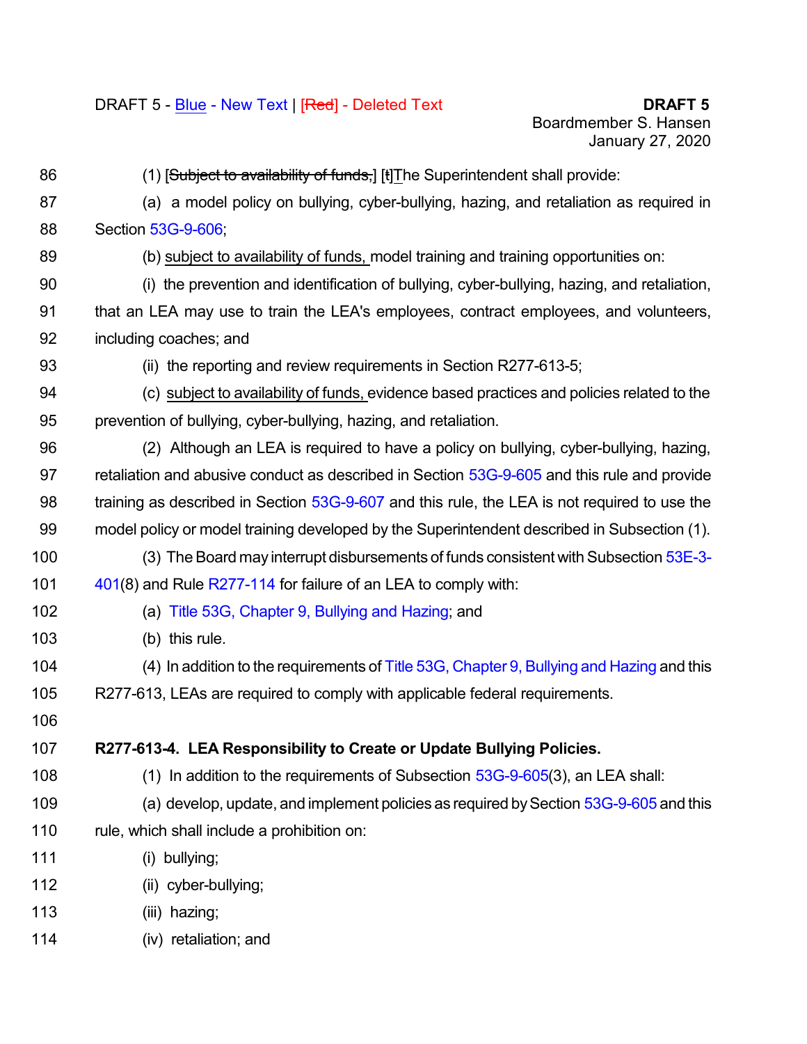(1) [~~Subject to availability of funds,~~] [~~t~~]The Superintendent shall provide:

(a) a model policy on bullying, cyber-bullying, hazing, and retaliation as required in Section 53G-9-606;

(b) subject to availability of funds, model training and training opportunities on:

(i) the prevention and identification of bullying, cyber-bullying, hazing, and retaliation, that an LEA may use to train the LEA's employees, contract employees, and volunteers, including coaches; and

(ii) the reporting and review requirements in Section R277-613-5;

(c) subject to availability of funds, evidence based practices and policies related to the prevention of bullying, cyber-bullying, hazing, and retaliation.

(2) Although an LEA is required to have a policy on bullying, cyber-bullying, hazing, retaliation and abusive conduct as described in Section 53G-9-605 and this rule and provide training as described in Section 53G-9-607 and this rule, the LEA is not required to use the model policy or model training developed by the Superintendent described in Subsection (1).

(3) The Board may interrupt disbursements of funds consistent with Subsection 53E-3-401(8) and Rule R277-114 for failure of an LEA to comply with:

(a) Title 53G, Chapter 9, Bullying and Hazing; and

(b) this rule.

(4) In addition to the requirements of Title 53G, Chapter 9, Bullying and Hazing and this R277-613, LEAs are required to comply with applicable federal requirements.

**R277-613-4. LEA Responsibility to Create or Update Bullying Policies.**

(1) In addition to the requirements of Subsection 53G-9-605(3), an LEA shall:

(a) develop, update, and implement policies as required by Section 53G-9-605 and this rule, which shall include a prohibition on:

(i) bullying;

(ii) cyber-bullying;

(iii) hazing;

(iv) retaliation; and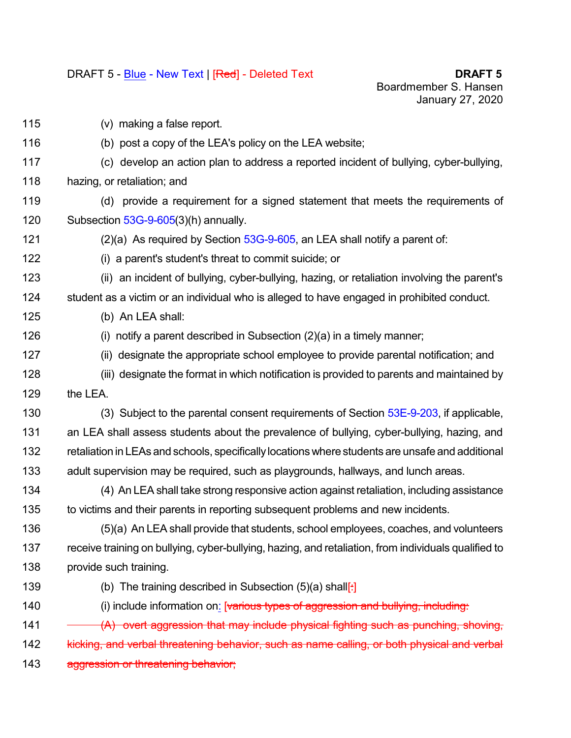DRAFT 5 - Blue - New Text | [Red] - Deleted Text

**DRAFT 5**
Boardmember S. Hansen
January 27, 2020

115 (v) making a false report.

116 (b) post a copy of the LEA's policy on the LEA website;

117 (c) develop an action plan to address a reported incident of bullying, cyber-bullying,
118 hazing, or retaliation; and

119 (d) provide a requirement for a signed statement that meets the requirements of
120 Subsection 53G-9-605(3)(h) annually.

121 (2)(a) As required by Section 53G-9-605, an LEA shall notify a parent of:

122 (i) a parent's student's threat to commit suicide; or

123 (ii) an incident of bullying, cyber-bullying, hazing, or retaliation involving the parent's
124 student as a victim or an individual who is alleged to have engaged in prohibited conduct.

125 (b) An LEA shall:

126 (i) notify a parent described in Subsection (2)(a) in a timely manner;

127 (ii) designate the appropriate school employee to provide parental notification; and

128 (iii) designate the format in which notification is provided to parents and maintained by
129 the LEA.

130 (3) Subject to the parental consent requirements of Section 53E-9-203, if applicable,
131 an LEA shall assess students about the prevalence of bullying, cyber-bullying, hazing, and
132 retaliation in LEAs and schools, specifically locations where students are unsafe and additional
133 adult supervision may be required, such as playgrounds, hallways, and lunch areas.

134 (4) An LEA shall take strong responsive action against retaliation, including assistance
135 to victims and their parents in reporting subsequent problems and new incidents.

136 (5)(a) An LEA shall provide that students, school employees, coaches, and volunteers
137 receive training on bullying, cyber-bullying, hazing, and retaliation, from individuals qualified to
138 provide such training.

139 (b) The training described in Subsection (5)(a) shall[:]

140 (i) include information on: [~~various types of aggression and bullying, including:~~

141 ~~(A) overt aggression that may include physical fighting such as punching, shoving,~~
142 ~~kicking, and verbal threatening behavior, such as name calling, or both physical and verbal~~
143 ~~aggression or threatening behavior;~~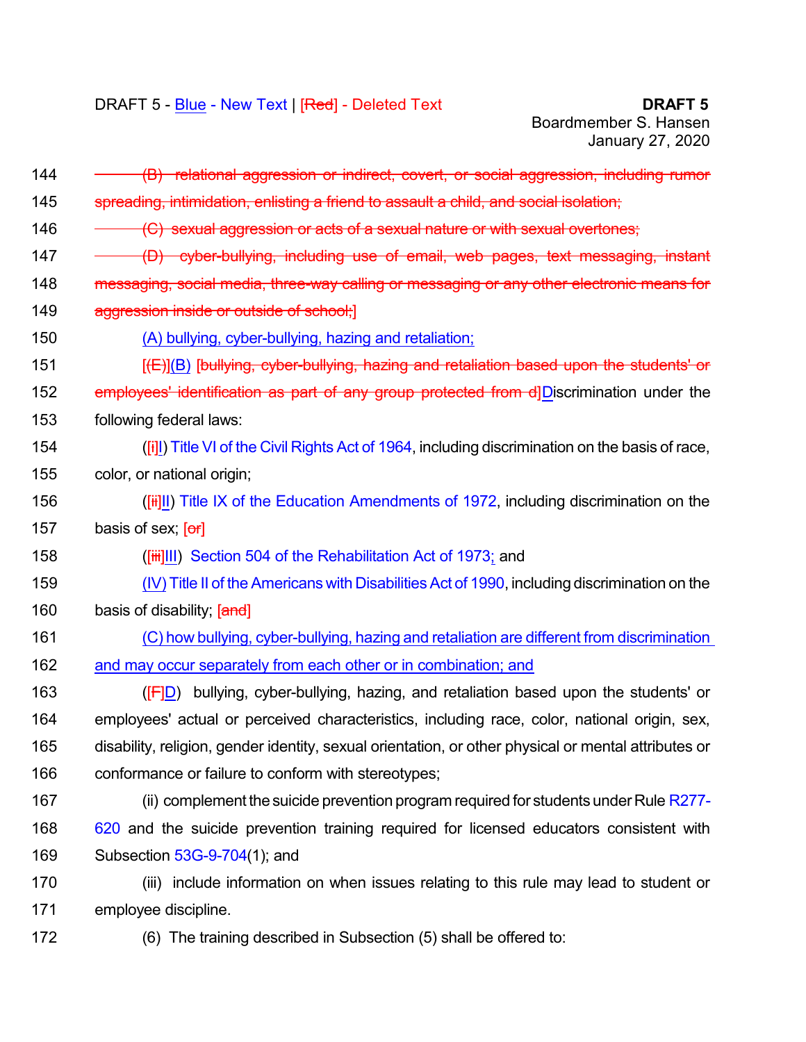DRAFT 5 - Blue - New Text | [Red] - Deleted Text

**DRAFT 5**
Boardmember S. Hansen
January 27, 2020

144 ~~(B) relational aggression or indirect, covert, or social aggression, including rumor~~
145 ~~spreading, intimidation, enlisting a friend to assault a child, and social isolation;~~
146 ~~(C) sexual aggression or acts of a sexual nature or with sexual overtones;~~
147 ~~(D) cyber-bullying, including use of email, web pages, text messaging, instant~~
148 ~~messaging, social media, three-way calling or messaging or any other electronic means for~~
149 ~~aggression inside or outside of school;~~]
150 (A) bullying, cyber-bullying, hazing and retaliation;
151 [~~(E)~~](B) [~~bullying, cyber-bullying, hazing and retaliation based upon the students' or~~
152 ~~employees' identification as part of any group protected from d~~]Discrimination under the
153 following federal laws:
154 ([~~i~~]I) Title VI of the Civil Rights Act of 1964, including discrimination on the basis of race,
155 color, or national origin;
156 ([~~ii~~]II) Title IX of the Education Amendments of 1972, including discrimination on the
157 basis of sex; [~~or~~]
158 ([~~iii~~]III) Section 504 of the Rehabilitation Act of 1973; and
159 (IV) Title II of the Americans with Disabilities Act of 1990, including discrimination on the
160 basis of disability; [~~and~~]
161 (C) how bullying, cyber-bullying, hazing and retaliation are different from discrimination
162 and may occur separately from each other or in combination; and
163 ([~~F~~]D) bullying, cyber-bullying, hazing, and retaliation based upon the students' or
164 employees' actual or perceived characteristics, including race, color, national origin, sex,
165 disability, religion, gender identity, sexual orientation, or other physical or mental attributes or
166 conformance or failure to conform with stereotypes;
167 (ii) complement the suicide prevention program required for students under Rule R277-
168 620 and the suicide prevention training required for licensed educators consistent with
169 Subsection 53G-9-704(1); and
170 (iii) include information on when issues relating to this rule may lead to student or
171 employee discipline.
172 (6) The training described in Subsection (5) shall be offered to: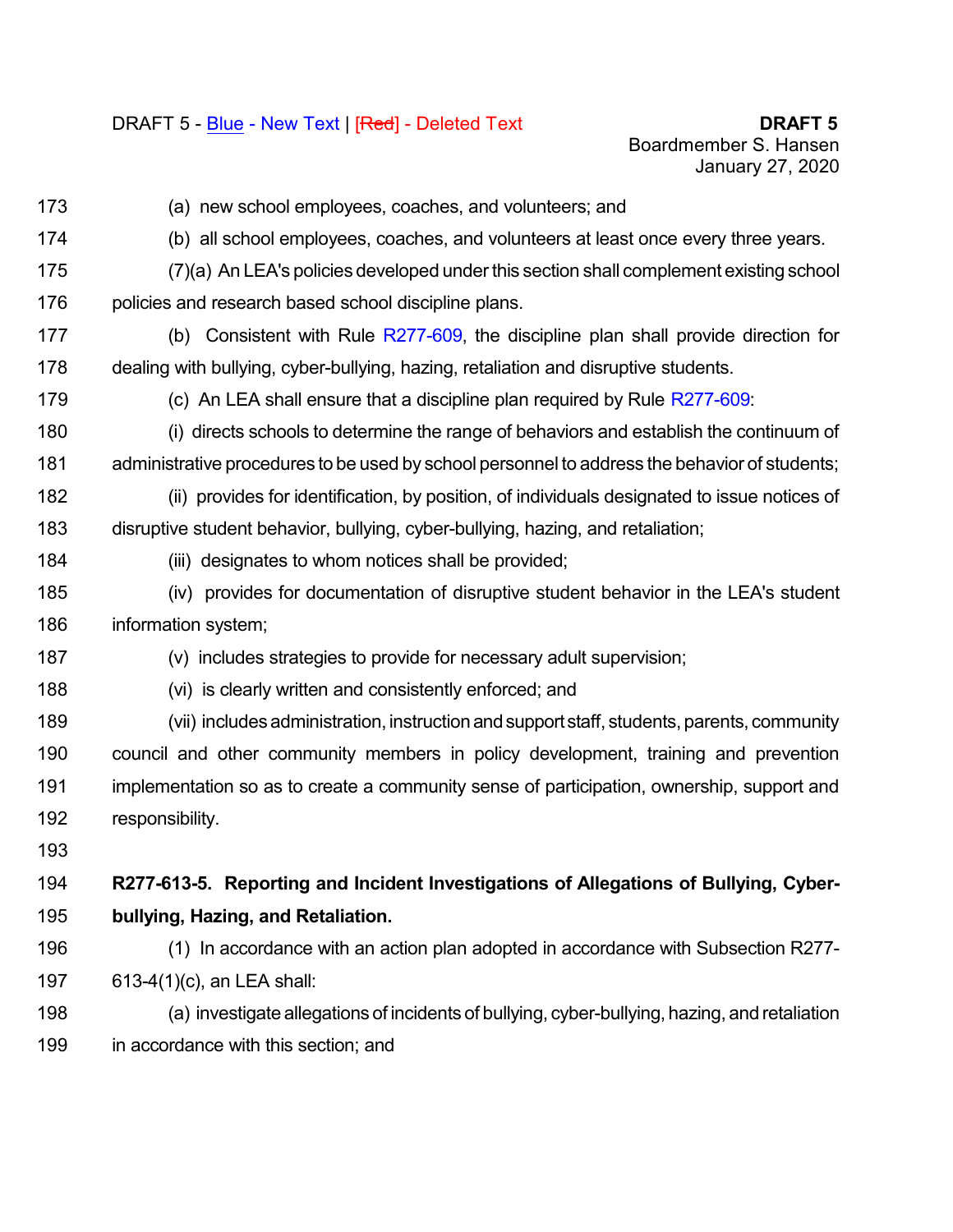(a) new school employees, coaches, and volunteers; and

(b) all school employees, coaches, and volunteers at least once every three years.

(7)(a) An LEA's policies developed under this section shall complement existing school policies and research based school discipline plans.

(b) Consistent with Rule R277-609, the discipline plan shall provide direction for dealing with bullying, cyber-bullying, hazing, retaliation and disruptive students.

(c) An LEA shall ensure that a discipline plan required by Rule R277-609:

(i) directs schools to determine the range of behaviors and establish the continuum of administrative procedures to be used by school personnel to address the behavior of students;

(ii) provides for identification, by position, of individuals designated to issue notices of disruptive student behavior, bullying, cyber-bullying, hazing, and retaliation;

(iii) designates to whom notices shall be provided;

(iv) provides for documentation of disruptive student behavior in the LEA's student information system;

(v) includes strategies to provide for necessary adult supervision;

(vi) is clearly written and consistently enforced; and

(vii) includes administration, instruction and support staff, students, parents, community council and other community members in policy development, training and prevention implementation so as to create a community sense of participation, ownership, support and responsibility.

**R277-613-5. Reporting and Incident Investigations of Allegations of Bullying, Cyber-bullying, Hazing, and Retaliation.**

(1) In accordance with an action plan adopted in accordance with Subsection R277-613-4(1)(c), an LEA shall:

(a) investigate allegations of incidents of bullying, cyber-bullying, hazing, and retaliation in accordance with this section; and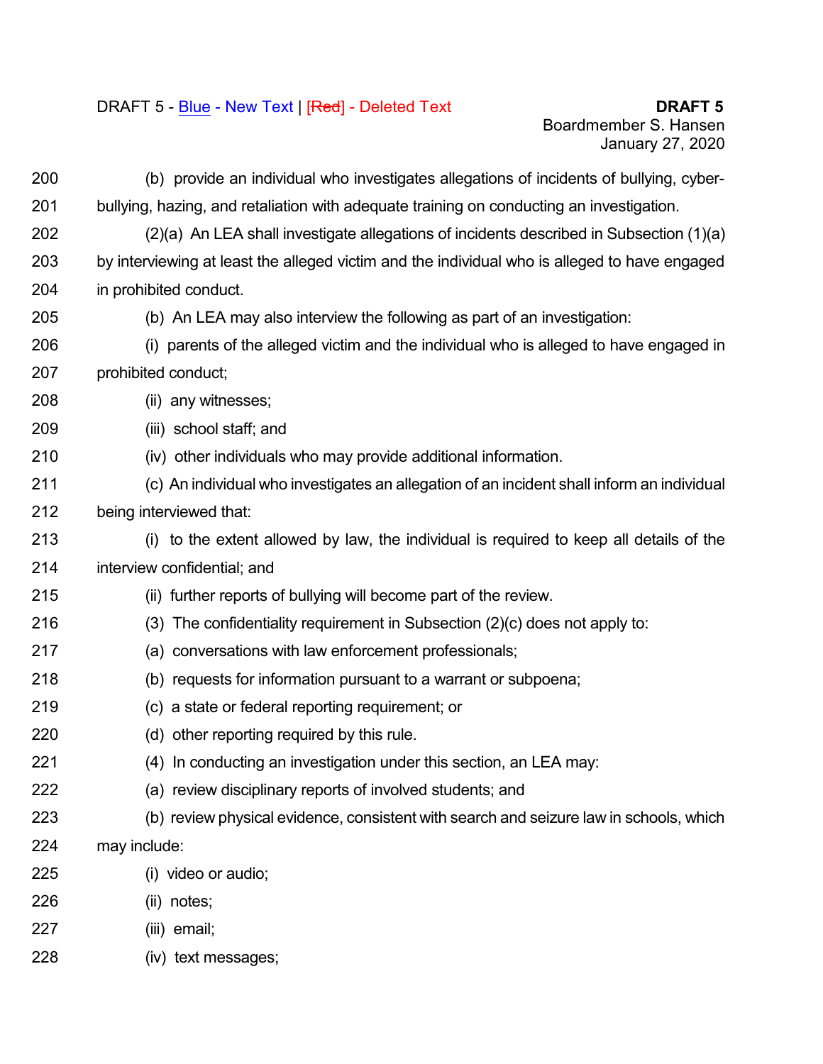(b) provide an individual who investigates allegations of incidents of bullying, cyber-bullying, hazing, and retaliation with adequate training on conducting an investigation.

(2)(a) An LEA shall investigate allegations of incidents described in Subsection (1)(a) by interviewing at least the alleged victim and the individual who is alleged to have engaged in prohibited conduct.

(b) An LEA may also interview the following as part of an investigation:

(i) parents of the alleged victim and the individual who is alleged to have engaged in prohibited conduct;

(ii) any witnesses;

(iii) school staff; and

(iv) other individuals who may provide additional information.

(c) An individual who investigates an allegation of an incident shall inform an individual being interviewed that:

(i) to the extent allowed by law, the individual is required to keep all details of the interview confidential; and

(ii) further reports of bullying will become part of the review.

(3) The confidentiality requirement in Subsection (2)(c) does not apply to:

(a) conversations with law enforcement professionals;

(b) requests for information pursuant to a warrant or subpoena;

(c) a state or federal reporting requirement; or

(d) other reporting required by this rule.

(4) In conducting an investigation under this section, an LEA may:

(a) review disciplinary reports of involved students; and

(b) review physical evidence, consistent with search and seizure law in schools, which may include:

(i) video or audio;

(ii) notes;

(iii) email;

(iv) text messages;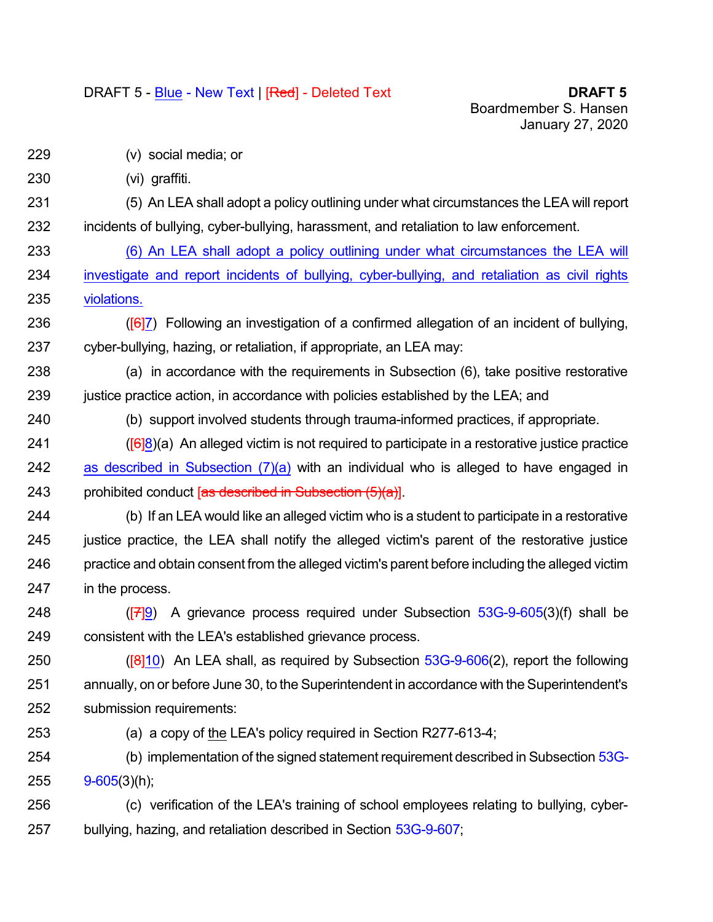(v) social media; or

(vi) graffiti.

(5) An LEA shall adopt a policy outlining under what circumstances the LEA will report incidents of bullying, cyber-bullying, harassment, and retaliation to law enforcement.

(6) An LEA shall adopt a policy outlining under what circumstances the LEA will investigate and report incidents of bullying, cyber-bullying, and retaliation as civil rights violations.

([6]7) Following an investigation of a confirmed allegation of an incident of bullying, cyber-bullying, hazing, or retaliation, if appropriate, an LEA may:

(a) in accordance with the requirements in Subsection (6), take positive restorative justice practice action, in accordance with policies established by the LEA; and

(b) support involved students through trauma-informed practices, if appropriate.

([6]8)(a) An alleged victim is not required to participate in a restorative justice practice as described in Subsection (7)(a) with an individual who is alleged to have engaged in prohibited conduct [as described in Subsection (5)(a)].

(b) If an LEA would like an alleged victim who is a student to participate in a restorative justice practice, the LEA shall notify the alleged victim's parent of the restorative justice practice and obtain consent from the alleged victim's parent before including the alleged victim in the process.

([7]9) A grievance process required under Subsection 53G-9-605(3)(f) shall be consistent with the LEA's established grievance process.

([8]10) An LEA shall, as required by Subsection 53G-9-606(2), report the following annually, on or before June 30, to the Superintendent in accordance with the Superintendent's submission requirements:

(a) a copy of the LEA's policy required in Section R277-613-4;

(b) implementation of the signed statement requirement described in Subsection 53G-9-605(3)(h);

(c) verification of the LEA's training of school employees relating to bullying, cyber-bullying, hazing, and retaliation described in Section 53G-9-607;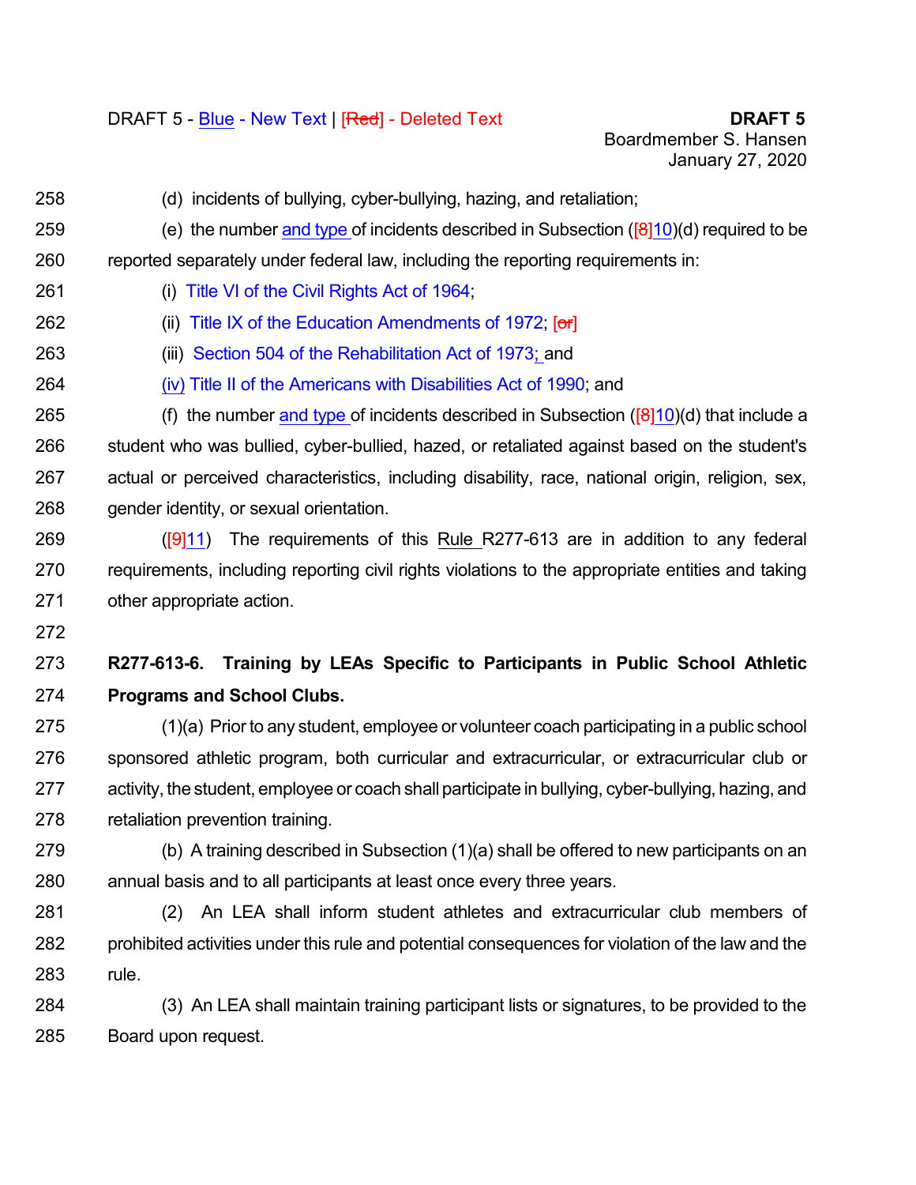(d) incidents of bullying, cyber-bullying, hazing, and retaliation;

(e) the number and type of incidents described in Subsection ([8]10)(d) required to be reported separately under federal law, including the reporting requirements in:

(i) Title VI of the Civil Rights Act of 1964;

(ii) Title IX of the Education Amendments of 1972; [or]

(iii) Section 504 of the Rehabilitation Act of 1973; and

(iv) Title II of the Americans with Disabilities Act of 1990; and

(f) the number and type of incidents described in Subsection ([8]10)(d) that include a student who was bullied, cyber-bullied, hazed, or retaliated against based on the student's actual or perceived characteristics, including disability, race, national origin, religion, sex, gender identity, or sexual orientation.

([9]11) The requirements of this Rule R277-613 are in addition to any federal requirements, including reporting civil rights violations to the appropriate entities and taking other appropriate action.

**R277-613-6. Training by LEAs Specific to Participants in Public School Athletic Programs and School Clubs.**

(1)(a) Prior to any student, employee or volunteer coach participating in a public school sponsored athletic program, both curricular and extracurricular, or extracurricular club or activity, the student, employee or coach shall participate in bullying, cyber-bullying, hazing, and retaliation prevention training.

(b) A training described in Subsection (1)(a) shall be offered to new participants on an annual basis and to all participants at least once every three years.

(2) An LEA shall inform student athletes and extracurricular club members of prohibited activities under this rule and potential consequences for violation of the law and the rule.

(3) An LEA shall maintain training participant lists or signatures, to be provided to the Board upon request.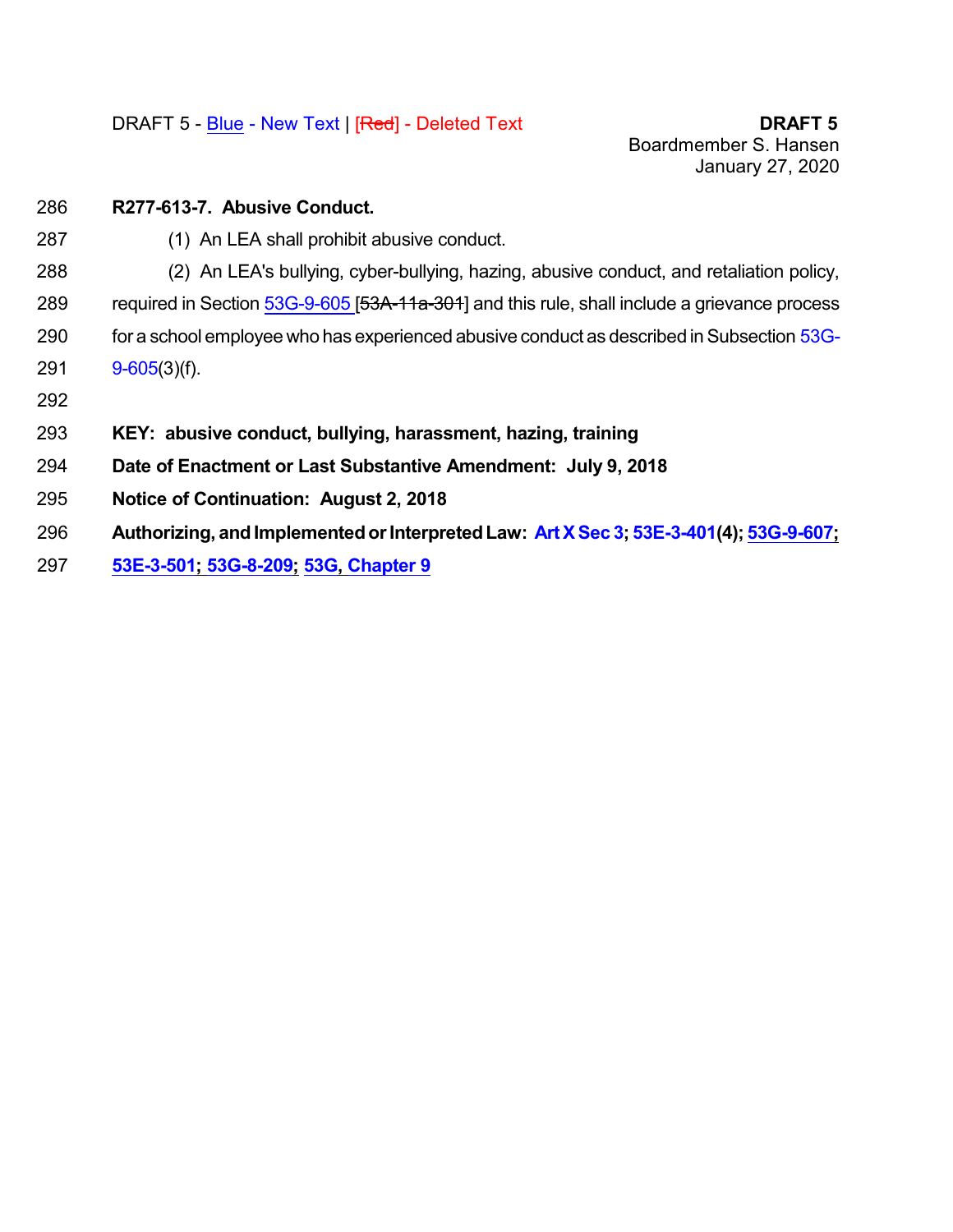**R277-613-7. Abusive Conduct.**

(1) An LEA shall prohibit abusive conduct.

(2) An LEA's bullying, cyber-bullying, hazing, abusive conduct, and retaliation policy, required in Section 53G-9-605 [53A-11a-301] and this rule, shall include a grievance process for a school employee who has experienced abusive conduct as described in Subsection 53G-9-605(3)(f).

**KEY: abusive conduct, bullying, harassment, hazing, training**

**Date of Enactment or Last Substantive Amendment: July 9, 2018**

**Notice of Continuation: August 2, 2018**

**Authorizing, and Implemented or Interpreted Law: Art X Sec 3; 53E-3-401(4); 53G-9-607; 53E-3-501; 53G-8-209; 53G, Chapter 9**